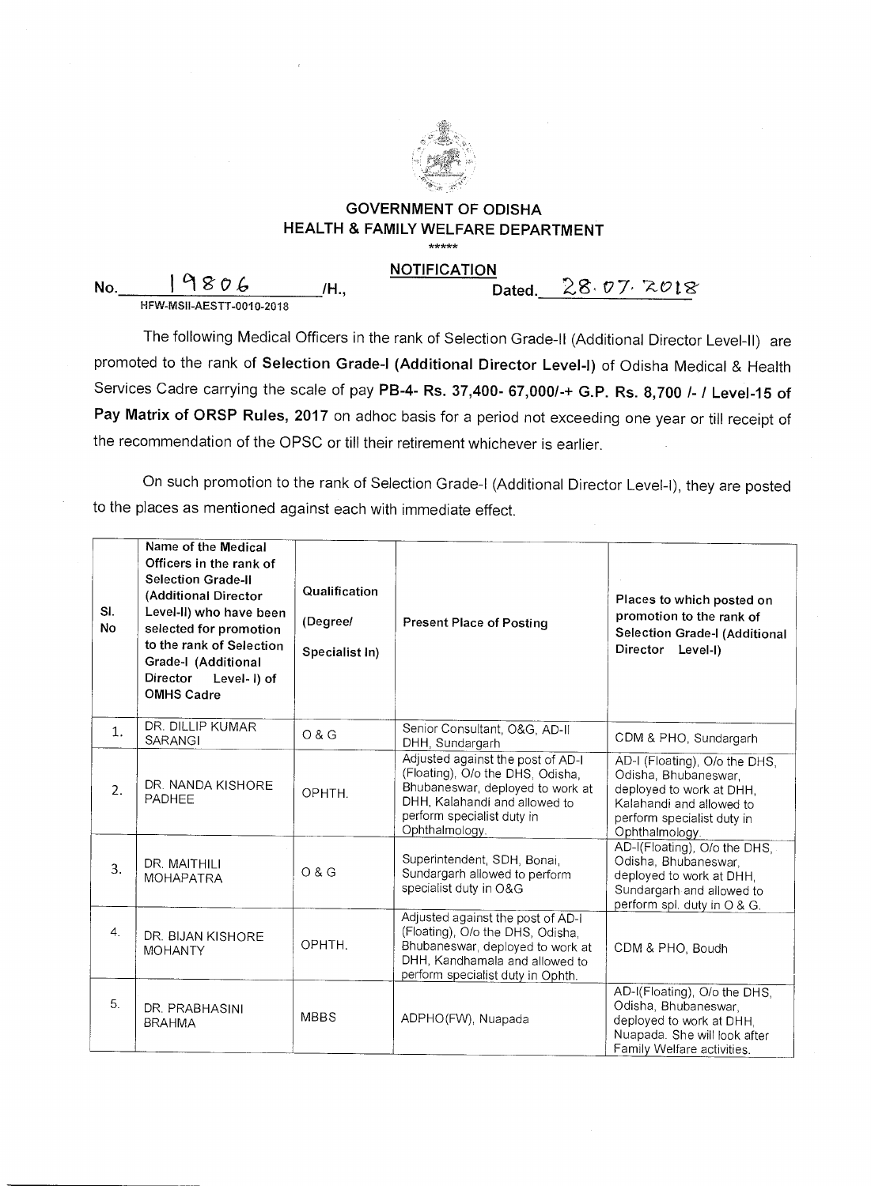## GOVERNMENT OF ODISHA
## HEALTH & FAMILY WELFARE DEPARTMENT

\*\*\*\*\*

**NOTIFICATION**

No. 19806 /H., Dated. 28.07.2018
HFW-MSII-AESTT-0010-2018

The following Medical Officers in the rank of Selection Grade-II (Additional Director Level-II) are promoted to the rank of **Selection Grade-I (Additional Director Level-I)** of Odisha Medical & Health Services Cadre carrying the scale of pay **PB-4- Rs. 37,400- 67,000/-+ G.P. Rs. 8,700 /- / Level-15 of Pay Matrix of ORSP Rules, 2017** on adhoc basis for a period not exceeding one year or till receipt of the recommendation of the OPSC or till their retirement whichever is earlier.

On such promotion to the rank of Selection Grade-I (Additional Director Level-I), they are posted to the places as mentioned against each with immediate effect.

| Sl. No | Name of the Medical Officers in the rank of Selection Grade-II (Additional Director Level-II) who have been selected for promotion to the rank of Selection Grade-I (Additional Director Level- I) of OMHS Cadre | Qualification (Degree/ Specialist In) | Present Place of Posting | Places to which posted on promotion to the rank of Selection Grade-I (Additional Director Level-I) |
|---|---|---|---|---|
| 1. | DR. DILLIP KUMAR SARANGI | O & G | Senior Consultant, O&G, AD-II DHH, Sundargarh | CDM & PHO, Sundargarh |
| 2. | DR. NANDA KISHORE PADHEE | OPHTH. | Adjusted against the post of AD-I (Floating), O/o the DHS, Odisha, Bhubaneswar, deployed to work at DHH, Kalahandi and allowed to perform specialist duty in Ophthalmology. | AD-I (Floating), O/o the DHS, Odisha, Bhubaneswar, deployed to work at DHH, Kalahandi and allowed to perform specialist duty in Ophthalmology. |
| 3. | DR. MAITHILI MOHAPATRA | O & G | Superintendent, SDH, Bonai, Sundargarh allowed to perform specialist duty in O&G | AD-I(Floating), O/o the DHS, Odisha, Bhubaneswar, deployed to work at DHH, Sundargarh and allowed to perform spl. duty in O & G. |
| 4. | DR. BIJAN KISHORE MOHANTY | OPHTH. | Adjusted against the post of AD-I (Floating), O/o the DHS, Odisha, Bhubaneswar, deployed to work at DHH, Kandhamala and allowed to perform specialist duty in Ophth. | CDM & PHO, Boudh |
| 5. | DR. PRABHASINI BRAHMA | MBBS | ADPHO(FW), Nuapada | AD-I(Floating), O/o the DHS, Odisha, Bhubaneswar, deployed to work at DHH, Nuapada. She will look after Family Welfare activities. |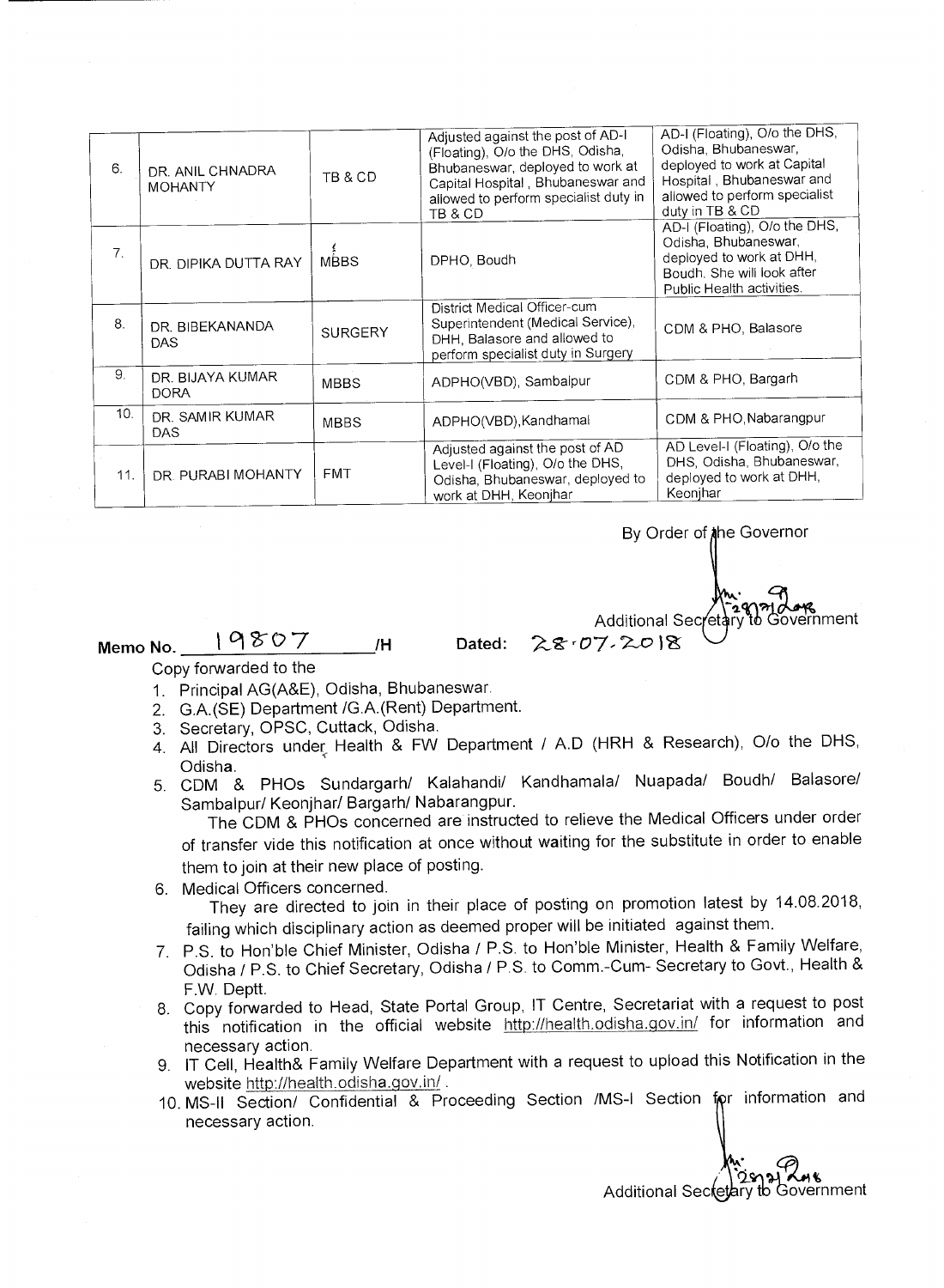| | | | | |
|---|---|---|---|---|
| 6. | DR. ANIL CHNADRA MOHANTY | TB & CD | Adjusted against the post of AD-I (Floating), O/o the DHS, Odisha, Bhubaneswar, deployed to work at Capital Hospital , Bhubaneswar and allowed to perform specialist duty in TB & CD | AD-I (Floating), O/o the DHS, Odisha, Bhubaneswar, deployed to work at Capital Hospital , Bhubaneswar and allowed to perform specialist duty in TB & CD |
| 7. | DR. DIPIKA DUTTA RAY | MBBS | DPHO, Boudh | AD-I (Floating), O/o the DHS, Odisha, Bhubaneswar, deployed to work at DHH, Boudh. She will look after Public Health activities. |
| 8. | DR. BIBEKANANDA DAS | SURGERY | District Medical Officer-cum Superintendent (Medical Service), DHH, Balasore and allowed to perform specialist duty in Surgery | CDM & PHO, Balasore |
| 9. | DR. BIJAYA KUMAR DORA | MBBS | ADPHO(VBD), Sambalpur | CDM & PHO, Bargarh |
| 10. | DR. SAMIR KUMAR DAS | MBBS | ADPHO(VBD),Kandhamal | CDM & PHO,Nabarangpur |
| 11. | DR. PURABI MOHANTY | FMT | Adjusted against the post of AD Level-I (Floating), O/o the DHS, Odisha, Bhubaneswar, deployed to work at DHH, Keonjhar | AD Level-I (Floating), O/o the DHS, Odisha, Bhubaneswar, deployed to work at DHH, Keonjhar |

By Order of the Governor

Additional Secretary to Government

Memo No. 19807 /H Dated: 28.07.2018

Copy forwarded to the

1. Principal AG(A&E), Odisha, Bhubaneswar.
2. G.A.(SE) Department /G.A.(Rent) Department.
3. Secretary, OPSC, Cuttack, Odisha.
4. All Directors under Health & FW Department / A.D (HRH & Research), O/o the DHS, Odisha.
5. CDM & PHOs Sundargarh/ Kalahandi/ Kandhamala/ Nuapada/ Boudh/ Balasore/ Sambalpur/ Keonjhar/ Bargarh/ Nabarangpur.

   The CDM & PHOs concerned are instructed to relieve the Medical Officers under order of transfer vide this notification at once without waiting for the substitute in order to enable them to join at their new place of posting.
6. Medical Officers concerned.

   They are directed to join in their place of posting on promotion latest by 14.08.2018, failing which disciplinary action as deemed proper will be initiated against them.
7. P.S. to Hon'ble Chief Minister, Odisha / P.S. to Hon'ble Minister, Health & Family Welfare, Odisha / P.S. to Chief Secretary, Odisha / P.S. to Comm.-Cum- Secretary to Govt., Health & F.W. Deptt.
8. Copy forwarded to Head, State Portal Group, IT Centre, Secretariat with a request to post this notification in the official website http://health.odisha.gov.in/ for information and necessary action.
9. IT Cell, Health& Family Welfare Department with a request to upload this Notification in the website http://health.odisha.gov.in/ .
10. MS-II Section/ Confidential & Proceeding Section /MS-I Section for information and necessary action.

Additional Secretary to Government